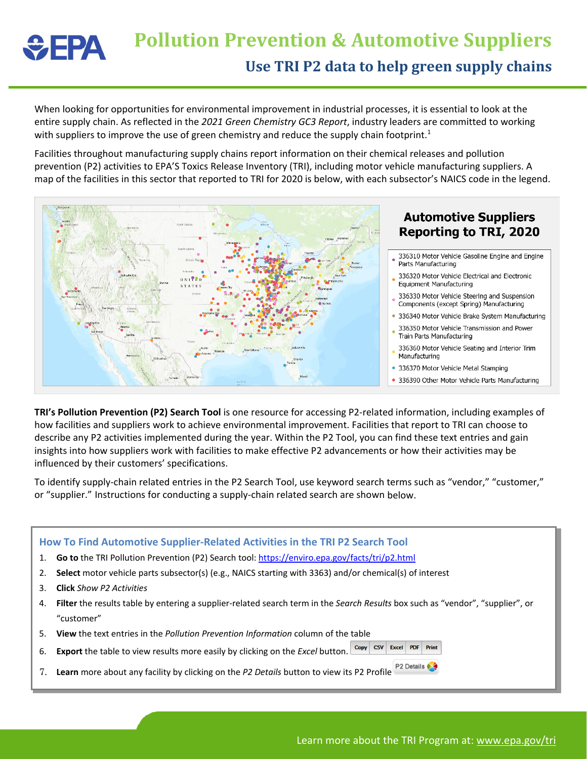# Pollution Prevention & Automotive Suppliers

## Use TRI P2 data to help green supply chains

When looking for opportunities for environmental improvement in industrial processes, it is essential to look at the entire supply chain. As reflected in the *2021 Green Chemistry GC3 Report*, industry leaders are committed to working with suppliers to improve the use of green chemistry and reduce the supply chain footprint.[1]

Facilities throughout manufacturing supply chains report information on their chemical releases and pollution prevention (P2) activities to EPA'S Toxics Release Inventory (TRI), including motor vehicle manufacturing suppliers. A map of the facilities in this sector that reported to TRI for 2020 is below, with each subsector's NAICS code in the legend.

**Automotive Suppliers Reporting to TRI, 2020**

- 336310 Motor Vehicle Gasoline Engine and Engine Parts Manufacturing
- 336320 Motor Vehicle Electrical and Electronic Equipment Manufacturing
- 336330 Motor Vehicle Steering and Suspension Components (except Spring) Manufacturing
- 336340 Motor Vehicle Brake System Manufacturing
- 336350 Motor Vehicle Transmission and Power Train Parts Manufacturing
- 336360 Motor Vehicle Seating and Interior Trim Manufacturing
- 336370 Motor Vehicle Metal Stamping
- 336390 Other Motor Vehicle Parts Manufacturing

**TRI's Pollution Prevention (P2) Search Tool** is one resource for accessing P2-related information, including examples of how facilities and suppliers work to achieve environmental improvement. Facilities that report to TRI can choose to describe any P2 activities implemented during the year. Within the P2 Tool, you can find these text entries and gain insights into how suppliers work with facilities to make effective P2 advancements or how their activities may be influenced by their customers' specifications.

To identify supply-chain related entries in the P2 Search Tool, use keyword search terms such as "vendor," "customer," or "supplier." Instructions for conducting a supply-chain related search are shown below.

### How To Find Automotive Supplier-Related Activities in the TRI P2 Search Tool

1. **Go to** the TRI Pollution Prevention (P2) Search tool: https://enviro.epa.gov/facts/tri/p2.html
2. **Select** motor vehicle parts subsector(s) (e.g., NAICS starting with 3363) and/or chemical(s) of interest
3. **Click** *Show P2 Activities*
4. **Filter** the results table by entering a supplier-related search term in the *Search Results* box such as "vendor", "supplier", or "customer"
5. **View** the text entries in the *Pollution Prevention Information* column of the table
6. **Export** the table to view results more easily by clicking on the *Excel* button. Copy | CSV | Excel | PDF | Print
7. **Learn** more about any facility by clicking on the *P2 Details* button to view its P2 Profile P2 Details

Learn more about the TRI Program at: www.epa.gov/tri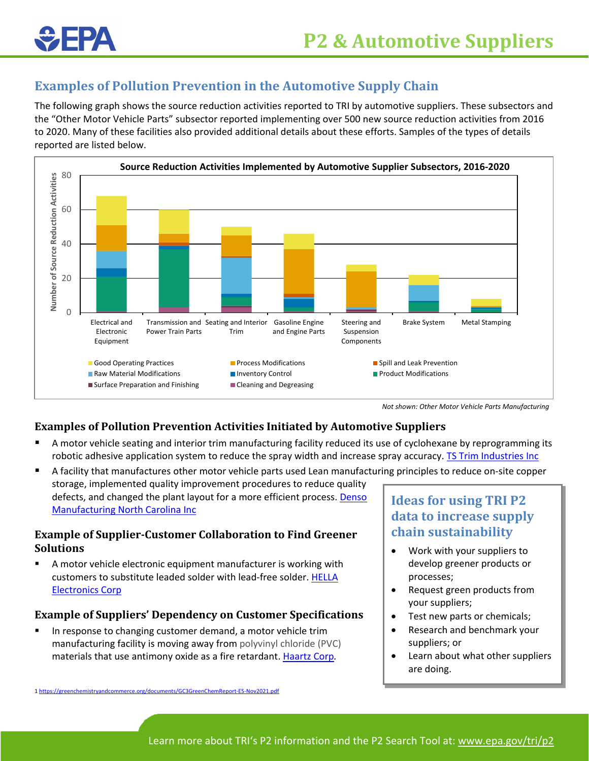# P2 & Automotive Suppliers

## Examples of Pollution Prevention in the Automotive Supply Chain

The following graph shows the source reduction activities reported to TRI by automotive suppliers. These subsectors and the "Other Motor Vehicle Parts" subsector reported implementing over 500 new source reduction activities from 2016 to 2020. Many of these facilities also provided additional details about these efforts. Samples of the types of details reported are listed below.

Source Reduction Activities Implemented by Automotive Supplier Subsectors, 2016-2020

Number of Source Reduction Activities

80
60
40
20
0

Electrical and Electronic Equipment
Transmission and Power Train Parts
Seating and Interior Trim
Gasoline Engine and Engine Parts
Steering and Suspension Components
Brake System
Metal Stamping

Good Operating Practices
Process Modifications
Spill and Leak Prevention
Raw Material Modifications
Inventory Control
Product Modifications
Surface Preparation and Finishing
Cleaning and Degreasing

*Not shown: Other Motor Vehicle Parts Manufacturing*

## Examples of Pollution Prevention Activities Initiated by Automotive Suppliers

- A motor vehicle seating and interior trim manufacturing facility reduced its use of cyclohexane by reprogramming its robotic adhesive application system to reduce the spray width and increase spray accuracy. TS Trim Industries Inc
- A facility that manufactures other motor vehicle parts used Lean manufacturing principles to reduce on-site copper storage, implemented quality improvement procedures to reduce quality defects, and changed the plant layout for a more efficient process. Denso Manufacturing North Carolina Inc

## Example of Supplier-Customer Collaboration to Find Greener Solutions

- A motor vehicle electronic equipment manufacturer is working with customers to substitute leaded solder with lead-free solder. HELLA Electronics Corp

## Example of Suppliers' Dependency on Customer Specifications

- In response to changing customer demand, a motor vehicle trim manufacturing facility is moving away from polyvinyl chloride (PVC) materials that use antimony oxide as a fire retardant. Haartz Corp.

## Ideas for using TRI P2 data to increase supply chain sustainability

- Work with your suppliers to develop greener products or processes;
- Request green products from your suppliers;
- Test new parts or chemicals;
- Research and benchmark your suppliers; or
- Learn about what other suppliers are doing.

1 https://greenchemistryandcommerce.org/documents/GC3GreenChemReport-ES-Nov2021.pdf

Learn more about TRI's P2 information and the P2 Search Tool at: www.epa.gov/tri/p2